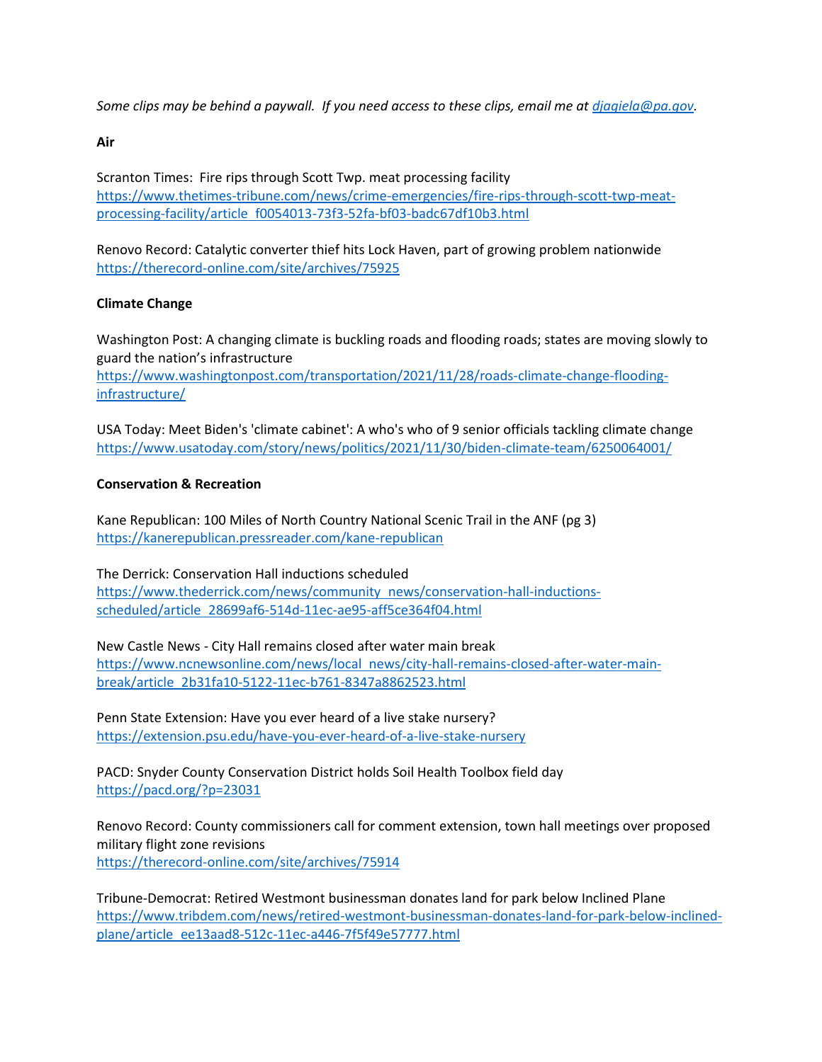*Some clips may be behind a paywall. If you need access to these clips, email me at [djagiela@pa.gov](mailto:djagiela@pa.gov).*

**Air**

Scranton Times: Fire rips through Scott Twp. meat processing facility
https://www.thetimes-tribune.com/news/crime-emergencies/fire-rips-through-scott-twp-meat-processing-facility/article_f0054013-73f3-52fa-bf03-badc67df10b3.html

Renovo Record: Catalytic converter thief hits Lock Haven, part of growing problem nationwide
https://therecord-online.com/site/archives/75925

**Climate Change**

Washington Post: A changing climate is buckling roads and flooding roads; states are moving slowly to guard the nation's infrastructure
https://www.washingtonpost.com/transportation/2021/11/28/roads-climate-change-flooding-infrastructure/

USA Today: Meet Biden's 'climate cabinet': A who's who of 9 senior officials tackling climate change
https://www.usatoday.com/story/news/politics/2021/11/30/biden-climate-team/6250064001/

**Conservation & Recreation**

Kane Republican: 100 Miles of North Country National Scenic Trail in the ANF (pg 3)
https://kanerepublican.pressreader.com/kane-republican

The Derrick: Conservation Hall inductions scheduled
https://www.thederrick.com/news/community_news/conservation-hall-inductions-scheduled/article_28699af6-514d-11ec-ae95-aff5ce364f04.html

New Castle News - City Hall remains closed after water main break
https://www.ncnewsonline.com/news/local_news/city-hall-remains-closed-after-water-main-break/article_2b31fa10-5122-11ec-b761-8347a8862523.html

Penn State Extension: Have you ever heard of a live stake nursery?
https://extension.psu.edu/have-you-ever-heard-of-a-live-stake-nursery

PACD: Snyder County Conservation District holds Soil Health Toolbox field day
https://pacd.org/?p=23031

Renovo Record: County commissioners call for comment extension, town hall meetings over proposed military flight zone revisions
https://therecord-online.com/site/archives/75914

Tribune-Democrat: Retired Westmont businessman donates land for park below Inclined Plane
https://www.tribdem.com/news/retired-westmont-businessman-donates-land-for-park-below-inclined-plane/article_ee13aad8-512c-11ec-a446-7f5f49e57777.html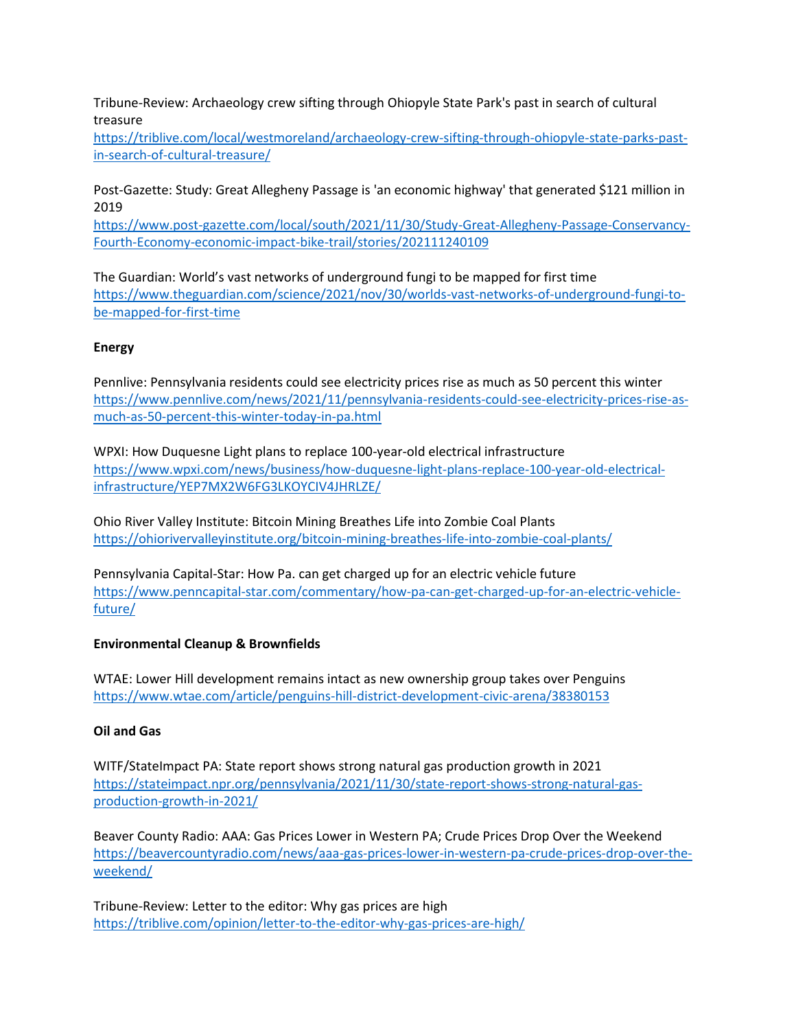Tribune-Review: Archaeology crew sifting through Ohiopyle State Park's past in search of cultural treasure
https://triblive.com/local/westmoreland/archaeology-crew-sifting-through-ohiopyle-state-parks-past-in-search-of-cultural-treasure/

Post-Gazette: Study: Great Allegheny Passage is 'an economic highway' that generated $121 million in 2019
https://www.post-gazette.com/local/south/2021/11/30/Study-Great-Allegheny-Passage-Conservancy-Fourth-Economy-economic-impact-bike-trail/stories/202111240109

The Guardian: World's vast networks of underground fungi to be mapped for first time
https://www.theguardian.com/science/2021/nov/30/worlds-vast-networks-of-underground-fungi-to-be-mapped-for-first-time

**Energy**

Pennlive: Pennsylvania residents could see electricity prices rise as much as 50 percent this winter
https://www.pennlive.com/news/2021/11/pennsylvania-residents-could-see-electricity-prices-rise-as-much-as-50-percent-this-winter-today-in-pa.html

WPXI: How Duquesne Light plans to replace 100-year-old electrical infrastructure
https://www.wpxi.com/news/business/how-duquesne-light-plans-replace-100-year-old-electrical-infrastructure/YEP7MX2W6FG3LKOYCIV4JHRLZE/

Ohio River Valley Institute: Bitcoin Mining Breathes Life into Zombie Coal Plants
https://ohiorivervalleyinstitute.org/bitcoin-mining-breathes-life-into-zombie-coal-plants/

Pennsylvania Capital-Star: How Pa. can get charged up for an electric vehicle future
https://www.penncapital-star.com/commentary/how-pa-can-get-charged-up-for-an-electric-vehicle-future/

**Environmental Cleanup & Brownfields**

WTAE: Lower Hill development remains intact as new ownership group takes over Penguins
https://www.wtae.com/article/penguins-hill-district-development-civic-arena/38380153

**Oil and Gas**

WITF/StateImpact PA: State report shows strong natural gas production growth in 2021
https://stateimpact.npr.org/pennsylvania/2021/11/30/state-report-shows-strong-natural-gas-production-growth-in-2021/

Beaver County Radio: AAA: Gas Prices Lower in Western PA; Crude Prices Drop Over the Weekend
https://beavercountyradio.com/news/aaa-gas-prices-lower-in-western-pa-crude-prices-drop-over-the-weekend/

Tribune-Review: Letter to the editor: Why gas prices are high
https://triblive.com/opinion/letter-to-the-editor-why-gas-prices-are-high/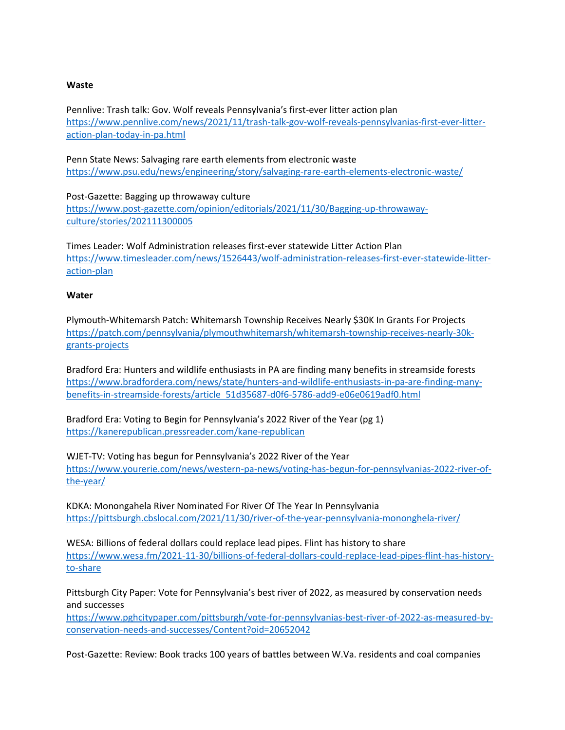**Waste**

Pennlive: Trash talk: Gov. Wolf reveals Pennsylvania's first-ever litter action plan
https://www.pennlive.com/news/2021/11/trash-talk-gov-wolf-reveals-pennsylvanias-first-ever-litter-action-plan-today-in-pa.html

Penn State News: Salvaging rare earth elements from electronic waste
https://www.psu.edu/news/engineering/story/salvaging-rare-earth-elements-electronic-waste/

Post-Gazette: Bagging up throwaway culture
https://www.post-gazette.com/opinion/editorials/2021/11/30/Bagging-up-throwaway-culture/stories/202111300005

Times Leader: Wolf Administration releases first-ever statewide Litter Action Plan
https://www.timesleader.com/news/1526443/wolf-administration-releases-first-ever-statewide-litter-action-plan

**Water**

Plymouth-Whitemarsh Patch: Whitemarsh Township Receives Nearly $30K In Grants For Projects
https://patch.com/pennsylvania/plymouthwhitemarsh/whitemarsh-township-receives-nearly-30k-grants-projects

Bradford Era: Hunters and wildlife enthusiasts in PA are finding many benefits in streamside forests
https://www.bradfordera.com/news/state/hunters-and-wildlife-enthusiasts-in-pa-are-finding-many-benefits-in-streamside-forests/article_51d35687-d0f6-5786-add9-e06e0619adf0.html

Bradford Era: Voting to Begin for Pennsylvania's 2022 River of the Year (pg 1)
https://kanerepublican.pressreader.com/kane-republican

WJET-TV: Voting has begun for Pennsylvania's 2022 River of the Year
https://www.yourerie.com/news/western-pa-news/voting-has-begun-for-pennsylvanias-2022-river-of-the-year/

KDKA: Monongahela River Nominated For River Of The Year In Pennsylvania
https://pittsburgh.cbslocal.com/2021/11/30/river-of-the-year-pennsylvania-mononghela-river/

WESA: Billions of federal dollars could replace lead pipes. Flint has history to share
https://www.wesa.fm/2021-11-30/billions-of-federal-dollars-could-replace-lead-pipes-flint-has-history-to-share

Pittsburgh City Paper: Vote for Pennsylvania's best river of 2022, as measured by conservation needs and successes
https://www.pghcitypaper.com/pittsburgh/vote-for-pennsylvanias-best-river-of-2022-as-measured-by-conservation-needs-and-successes/Content?oid=20652042

Post-Gazette: Review: Book tracks 100 years of battles between W.Va. residents and coal companies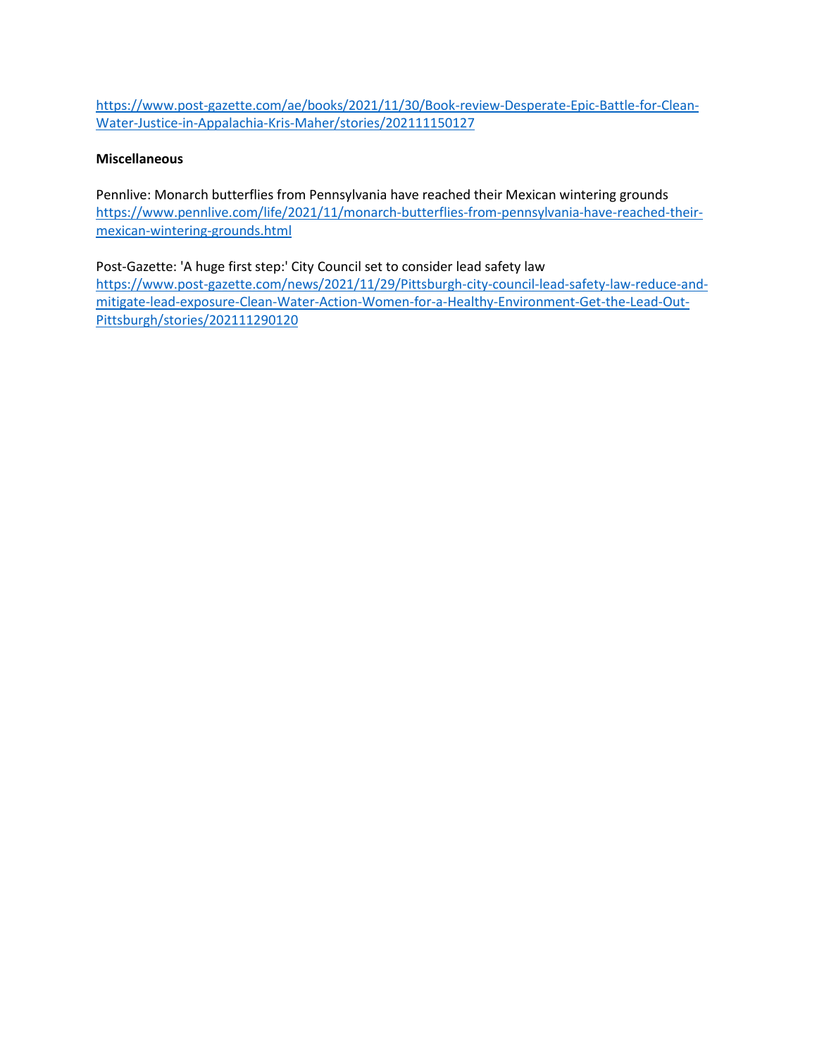https://www.post-gazette.com/ae/books/2021/11/30/Book-review-Desperate-Epic-Battle-for-Clean-Water-Justice-in-Appalachia-Kris-Maher/stories/202111150127

**Miscellaneous**

Pennlive: Monarch butterflies from Pennsylvania have reached their Mexican wintering grounds
https://www.pennlive.com/life/2021/11/monarch-butterflies-from-pennsylvania-have-reached-their-mexican-wintering-grounds.html

Post-Gazette: 'A huge first step:' City Council set to consider lead safety law
https://www.post-gazette.com/news/2021/11/29/Pittsburgh-city-council-lead-safety-law-reduce-and-mitigate-lead-exposure-Clean-Water-Action-Women-for-a-Healthy-Environment-Get-the-Lead-Out-Pittsburgh/stories/202111290120